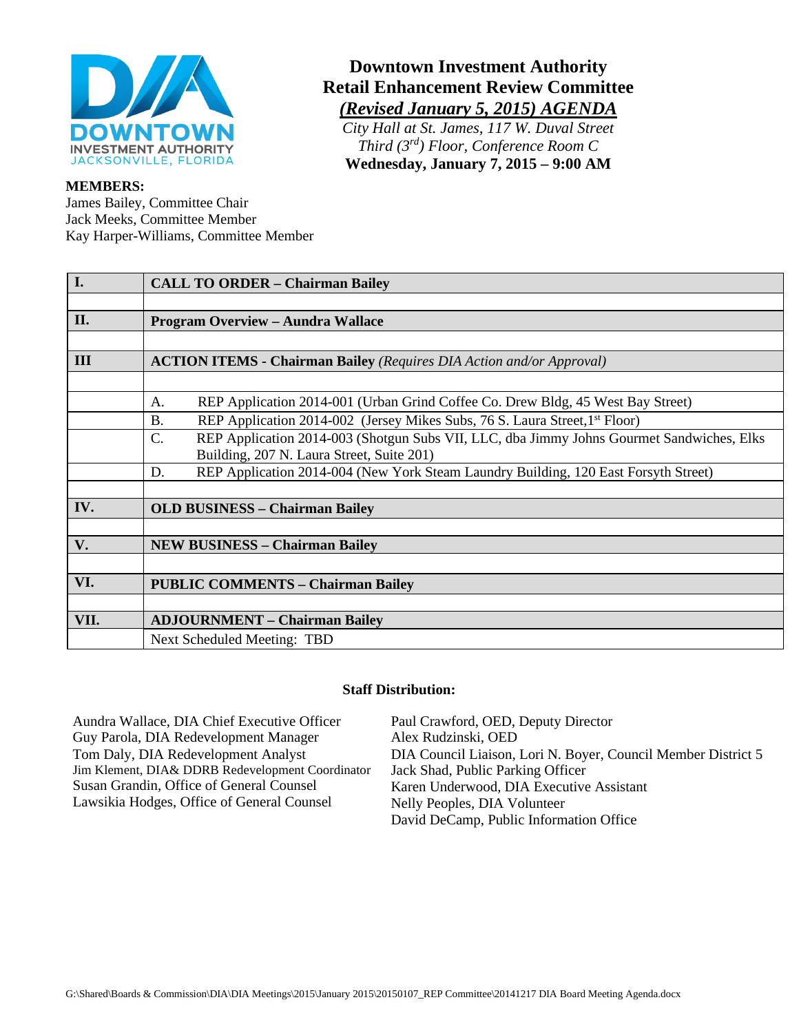# Downtown Investment Authority
## Retail Enhancement Review Committee
### *(Revised January 5, 2015) AGENDA*

*City Hall at St. James, 117 W. Duval Street*
*Third (3rd) Floor, Conference Room C*
**Wednesday, January 7, 2015 – 9:00 AM**

**MEMBERS:**
James Bailey, Committee Chair
Jack Meeks, Committee Member
Kay Harper-Williams, Committee Member

| | |
|---|---|
| **I.** | **CALL TO ORDER – Chairman Bailey** |
| | |
| **II.** | **Program Overview – Aundra Wallace** |
| | |
| **III** | **ACTION ITEMS - Chairman Bailey** *(Requires DIA Action and/or Approval)* |
| | |
| | A. REP Application 2014-001 (Urban Grind Coffee Co. Drew Bldg, 45 West Bay Street) |
| | B. REP Application 2014-002 (Jersey Mikes Subs, 76 S. Laura Street, 1st Floor) |
| | C. REP Application 2014-003 (Shotgun Subs VII, LLC, dba Jimmy Johns Gourmet Sandwiches, Elks Building, 207 N. Laura Street, Suite 201) |
| | D. REP Application 2014-004 (New York Steam Laundry Building, 120 East Forsyth Street) |
| | |
| **IV.** | **OLD BUSINESS – Chairman Bailey** |
| | |
| **V.** | **NEW BUSINESS – Chairman Bailey** |
| | |
| **VI.** | **PUBLIC COMMENTS – Chairman Bailey** |
| | |
| **VII.** | **ADJOURNMENT – Chairman Bailey** |
| | Next Scheduled Meeting: TBD |

**Staff Distribution:**

Aundra Wallace, DIA Chief Executive Officer
Guy Parola, DIA Redevelopment Manager
Tom Daly, DIA Redevelopment Analyst
Jim Klement, DIA& DDRB Redevelopment Coordinator
Susan Grandin, Office of General Counsel
Lawsikia Hodges, Office of General Counsel
Paul Crawford, OED, Deputy Director
Alex Rudzinski, OED
DIA Council Liaison, Lori N. Boyer, Council Member District 5
Jack Shad, Public Parking Officer
Karen Underwood, DIA Executive Assistant
Nelly Peoples, DIA Volunteer
David DeCamp, Public Information Office

G:\Shared\Boards & Commission\DIA\DIA Meetings\2015\January 2015\20150107_REP Committee\20141217 DIA Board Meeting Agenda.docx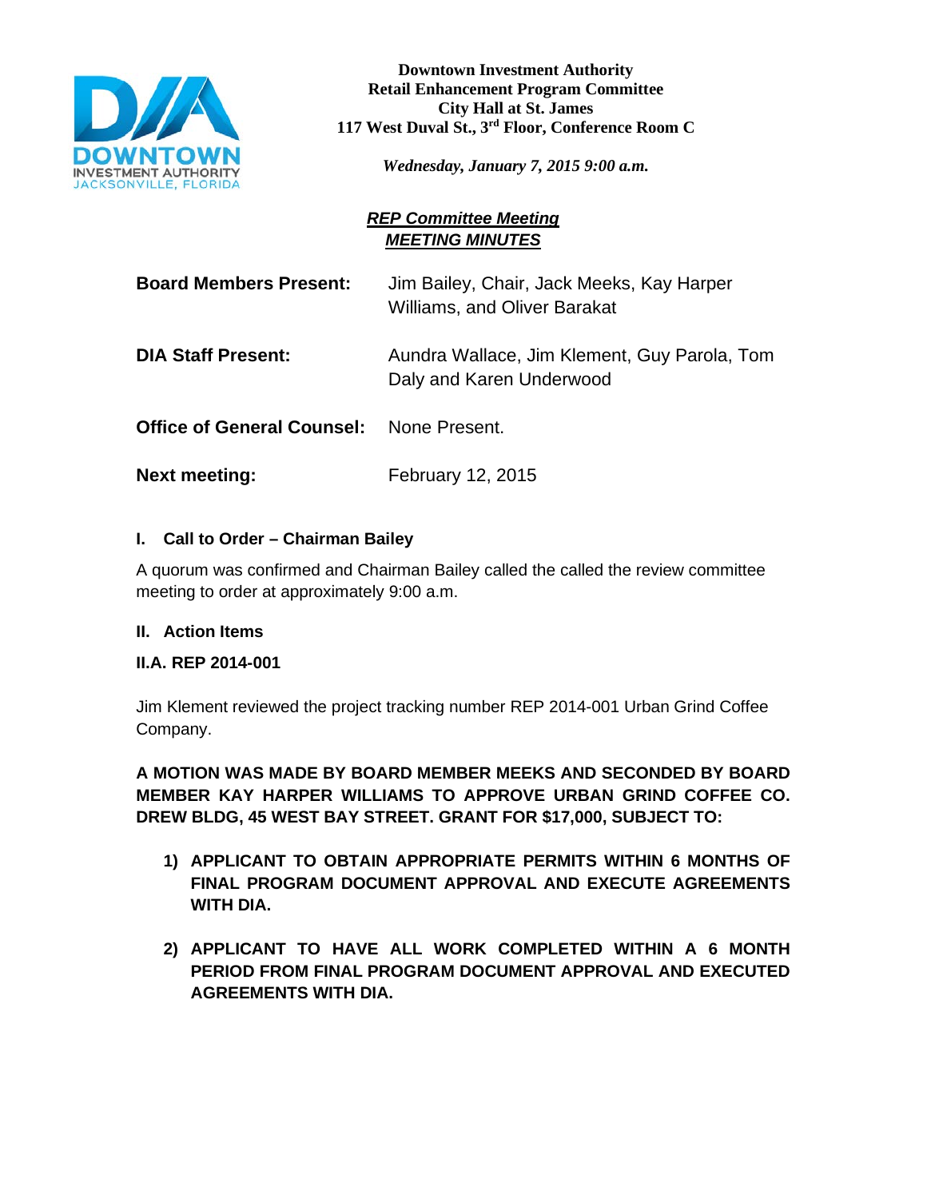**Downtown Investment Authority**
**Retail Enhancement Program Committee**
**City Hall at St. James**
**117 West Duval St., 3rd Floor, Conference Room C**

***Wednesday, January 7, 2015 9:00 a.m.***

## ***REP Committee Meeting***
## ***MEETING MINUTES***

**Board Members Present:** Jim Bailey, Chair, Jack Meeks, Kay Harper Williams, and Oliver Barakat

**DIA Staff Present:** Aundra Wallace, Jim Klement, Guy Parola, Tom Daly and Karen Underwood

**Office of General Counsel:** None Present.

**Next meeting:** February 12, 2015

### I. Call to Order – Chairman Bailey

A quorum was confirmed and Chairman Bailey called the called the review committee meeting to order at approximately 9:00 a.m.

### II. Action Items

### II.A. REP 2014-001

Jim Klement reviewed the project tracking number REP 2014-001 Urban Grind Coffee Company.

**A MOTION WAS MADE BY BOARD MEMBER MEEKS AND SECONDED BY BOARD MEMBER KAY HARPER WILLIAMS TO APPROVE URBAN GRIND COFFEE CO. DREW BLDG, 45 WEST BAY STREET. GRANT FOR $17,000, SUBJECT TO:**

1) **APPLICANT TO OBTAIN APPROPRIATE PERMITS WITHIN 6 MONTHS OF FINAL PROGRAM DOCUMENT APPROVAL AND EXECUTE AGREEMENTS WITH DIA.**

2) **APPLICANT TO HAVE ALL WORK COMPLETED WITHIN A 6 MONTH PERIOD FROM FINAL PROGRAM DOCUMENT APPROVAL AND EXECUTED AGREEMENTS WITH DIA.**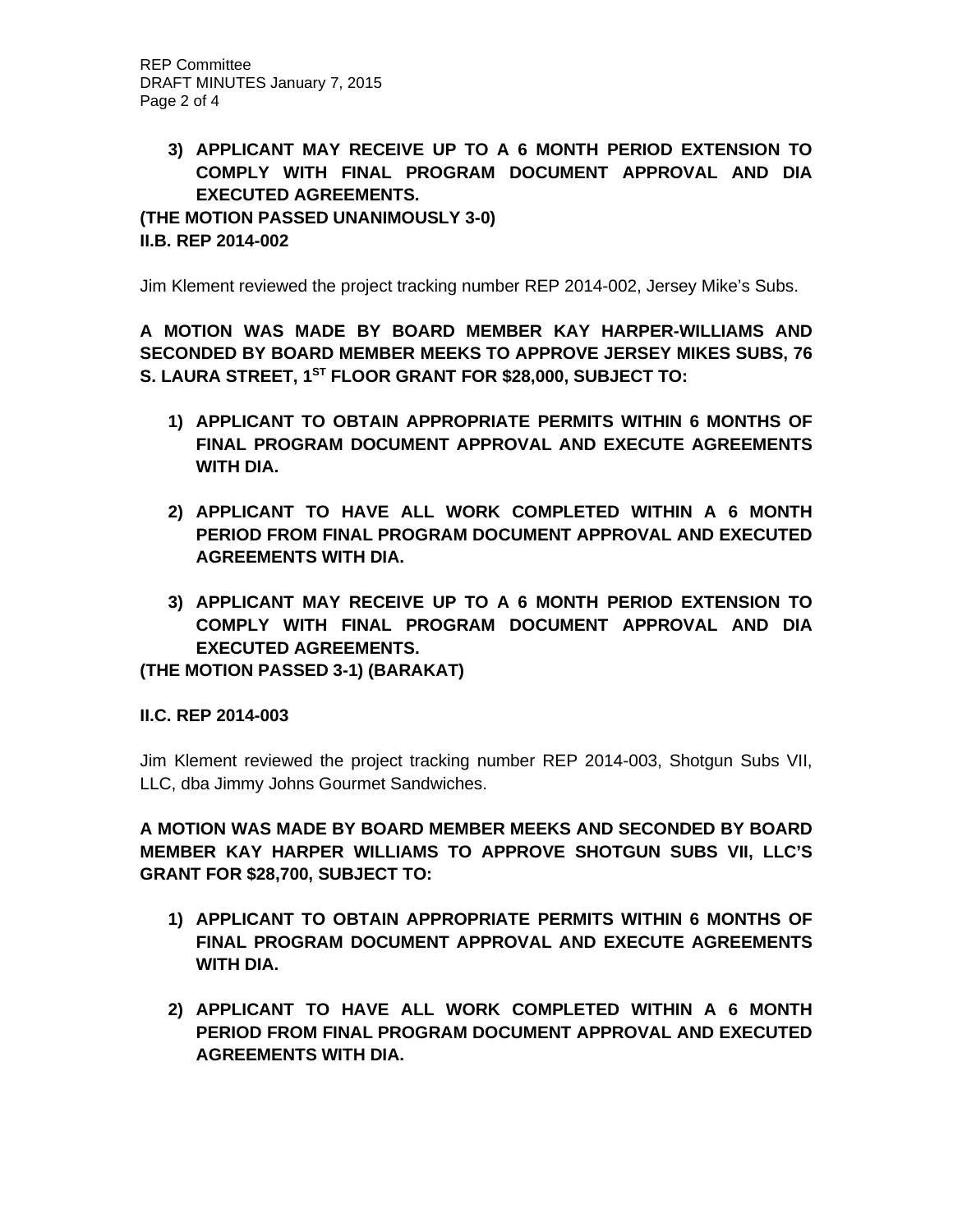3) **APPLICANT MAY RECEIVE UP TO A 6 MONTH PERIOD EXTENSION TO COMPLY WITH FINAL PROGRAM DOCUMENT APPROVAL AND DIA EXECUTED AGREEMENTS.**

**(THE MOTION PASSED UNANIMOUSLY 3-0)**

**II.B. REP 2014-002**

Jim Klement reviewed the project tracking number REP 2014-002, Jersey Mike's Subs.

**A MOTION WAS MADE BY BOARD MEMBER KAY HARPER-WILLIAMS AND SECONDED BY BOARD MEMBER MEEKS TO APPROVE JERSEY MIKES SUBS, 76 S. LAURA STREET, 1ST FLOOR GRANT FOR $28,000, SUBJECT TO:**

1) **APPLICANT TO OBTAIN APPROPRIATE PERMITS WITHIN 6 MONTHS OF FINAL PROGRAM DOCUMENT APPROVAL AND EXECUTE AGREEMENTS WITH DIA.**

2) **APPLICANT TO HAVE ALL WORK COMPLETED WITHIN A 6 MONTH PERIOD FROM FINAL PROGRAM DOCUMENT APPROVAL AND EXECUTED AGREEMENTS WITH DIA.**

3) **APPLICANT MAY RECEIVE UP TO A 6 MONTH PERIOD EXTENSION TO COMPLY WITH FINAL PROGRAM DOCUMENT APPROVAL AND DIA EXECUTED AGREEMENTS.**

**(THE MOTION PASSED 3-1) (BARAKAT)**

**II.C. REP 2014-003**

Jim Klement reviewed the project tracking number REP 2014-003, Shotgun Subs VII, LLC, dba Jimmy Johns Gourmet Sandwiches.

**A MOTION WAS MADE BY BOARD MEMBER MEEKS AND SECONDED BY BOARD MEMBER KAY HARPER WILLIAMS TO APPROVE SHOTGUN SUBS VII, LLC'S GRANT FOR $28,700, SUBJECT TO:**

1) **APPLICANT TO OBTAIN APPROPRIATE PERMITS WITHIN 6 MONTHS OF FINAL PROGRAM DOCUMENT APPROVAL AND EXECUTE AGREEMENTS WITH DIA.**

2) **APPLICANT TO HAVE ALL WORK COMPLETED WITHIN A 6 MONTH PERIOD FROM FINAL PROGRAM DOCUMENT APPROVAL AND EXECUTED AGREEMENTS WITH DIA.**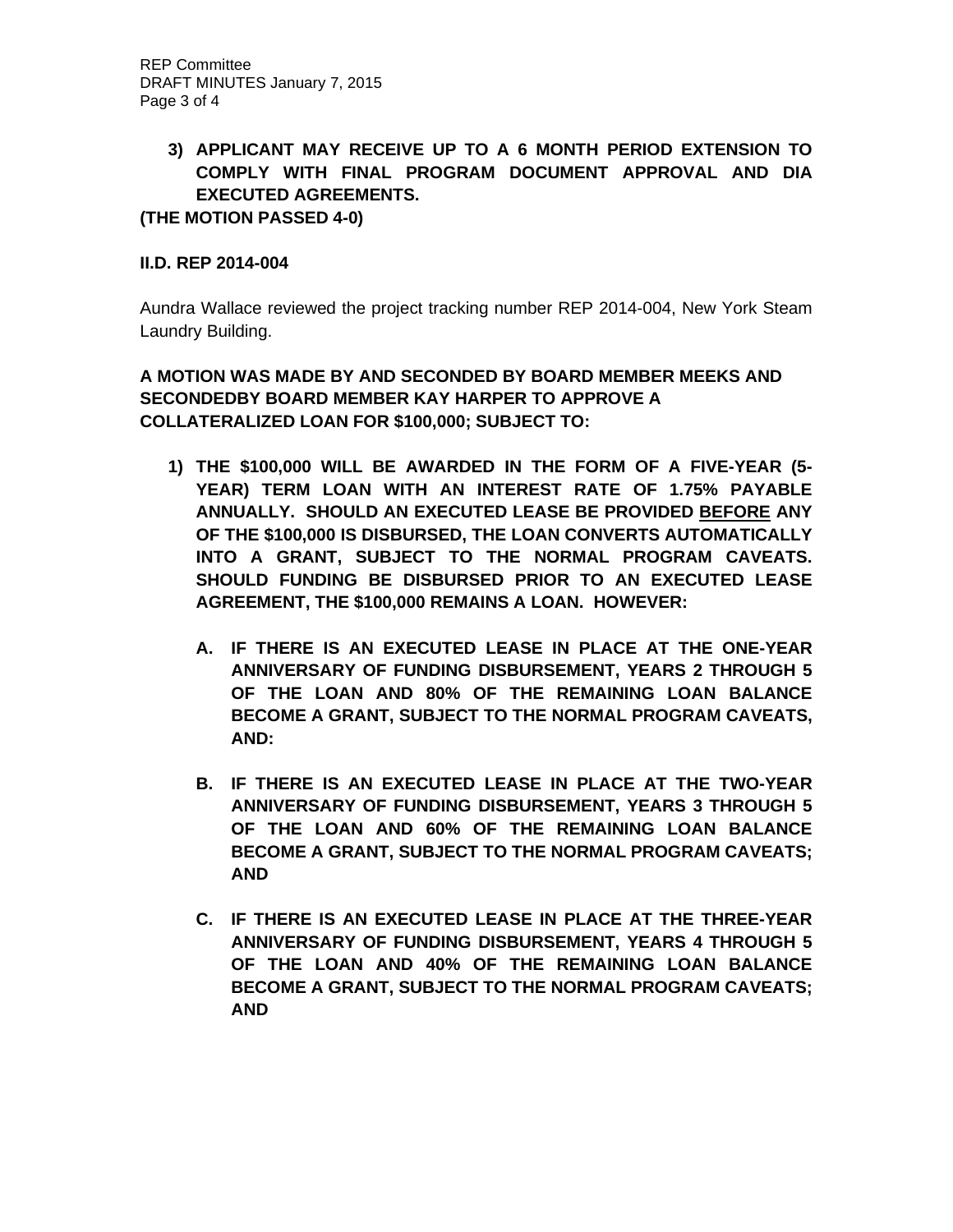**3) APPLICANT MAY RECEIVE UP TO A 6 MONTH PERIOD EXTENSION TO COMPLY WITH FINAL PROGRAM DOCUMENT APPROVAL AND DIA EXECUTED AGREEMENTS.**

**(THE MOTION PASSED 4-0)**

**II.D. REP 2014-004**

Aundra Wallace reviewed the project tracking number REP 2014-004, New York Steam Laundry Building.

**A MOTION WAS MADE BY AND SECONDED BY BOARD MEMBER MEEKS AND SECONDEDBY BOARD MEMBER KAY HARPER TO APPROVE A COLLATERALIZED LOAN FOR $100,000; SUBJECT TO:**

1) **THE $100,000 WILL BE AWARDED IN THE FORM OF A FIVE-YEAR (5-YEAR) TERM LOAN WITH AN INTEREST RATE OF 1.75% PAYABLE ANNUALLY. SHOULD AN EXECUTED LEASE BE PROVIDED <u>BEFORE</u> ANY OF THE $100,000 IS DISBURSED, THE LOAN CONVERTS AUTOMATICALLY INTO A GRANT, SUBJECT TO THE NORMAL PROGRAM CAVEATS. SHOULD FUNDING BE DISBURSED PRIOR TO AN EXECUTED LEASE AGREEMENT, THE $100,000 REMAINS A LOAN. HOWEVER:**

   A. **IF THERE IS AN EXECUTED LEASE IN PLACE AT THE ONE-YEAR ANNIVERSARY OF FUNDING DISBURSEMENT, YEARS 2 THROUGH 5 OF THE LOAN AND 80% OF THE REMAINING LOAN BALANCE BECOME A GRANT, SUBJECT TO THE NORMAL PROGRAM CAVEATS, AND:**

   B. **IF THERE IS AN EXECUTED LEASE IN PLACE AT THE TWO-YEAR ANNIVERSARY OF FUNDING DISBURSEMENT, YEARS 3 THROUGH 5 OF THE LOAN AND 60% OF THE REMAINING LOAN BALANCE BECOME A GRANT, SUBJECT TO THE NORMAL PROGRAM CAVEATS; AND**

   C. **IF THERE IS AN EXECUTED LEASE IN PLACE AT THE THREE-YEAR ANNIVERSARY OF FUNDING DISBURSEMENT, YEARS 4 THROUGH 5 OF THE LOAN AND 40% OF THE REMAINING LOAN BALANCE BECOME A GRANT, SUBJECT TO THE NORMAL PROGRAM CAVEATS; AND**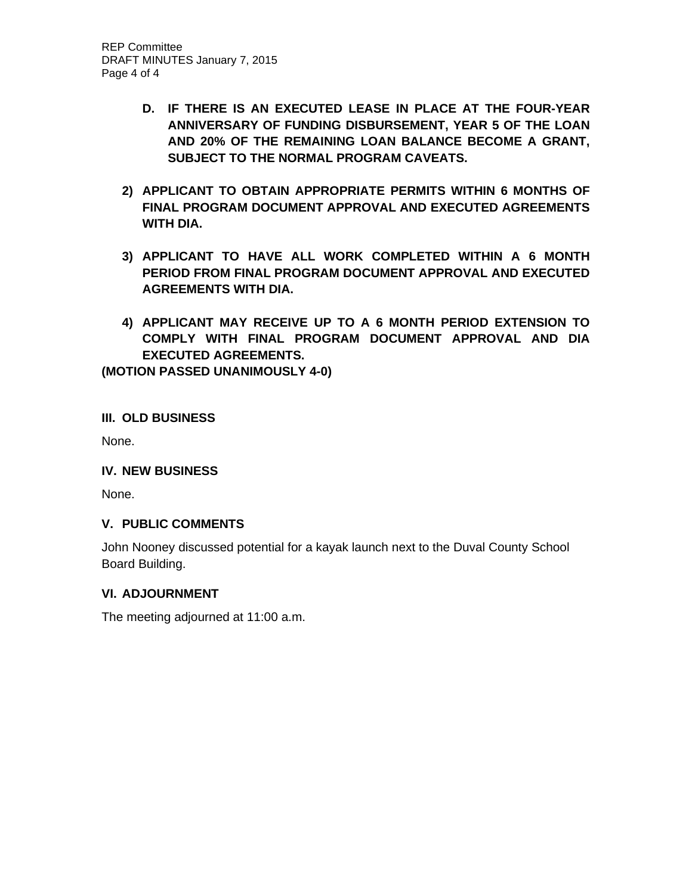**D. IF THERE IS AN EXECUTED LEASE IN PLACE AT THE FOUR-YEAR ANNIVERSARY OF FUNDING DISBURSEMENT, YEAR 5 OF THE LOAN AND 20% OF THE REMAINING LOAN BALANCE BECOME A GRANT, SUBJECT TO THE NORMAL PROGRAM CAVEATS.**

**2) APPLICANT TO OBTAIN APPROPRIATE PERMITS WITHIN 6 MONTHS OF FINAL PROGRAM DOCUMENT APPROVAL AND EXECUTED AGREEMENTS WITH DIA.**

**3) APPLICANT TO HAVE ALL WORK COMPLETED WITHIN A 6 MONTH PERIOD FROM FINAL PROGRAM DOCUMENT APPROVAL AND EXECUTED AGREEMENTS WITH DIA.**

**4) APPLICANT MAY RECEIVE UP TO A 6 MONTH PERIOD EXTENSION TO COMPLY WITH FINAL PROGRAM DOCUMENT APPROVAL AND DIA EXECUTED AGREEMENTS.**

**(MOTION PASSED UNANIMOUSLY 4-0)**

## III. OLD BUSINESS

None.

## IV. NEW BUSINESS

None.

## V. PUBLIC COMMENTS

John Nooney discussed potential for a kayak launch next to the Duval County School Board Building.

## VI. ADJOURNMENT

The meeting adjourned at 11:00 a.m.